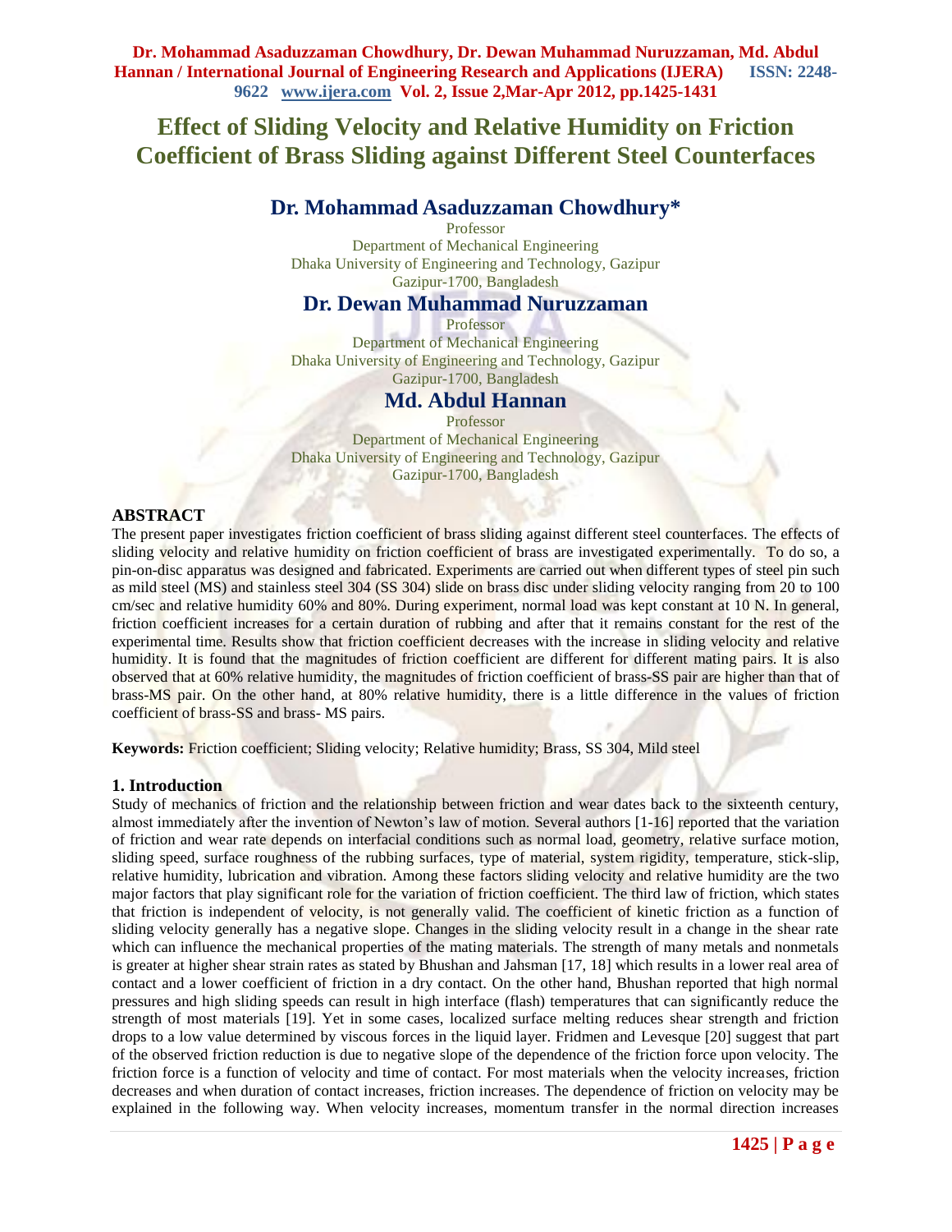# Effect of Sliding Velocity and Relative Humidity on Friction Coefficient of Brass Sliding against Different Steel Counterfaces

## Dr. Mohammad Asaduzzaman Chowdhury*

Professor
Department of Mechanical Engineering
Dhaka University of Engineering and Technology, Gazipur
Gazipur-1700, Bangladesh

## Dr. Dewan Muhammad Nuruzzaman

Professor
Department of Mechanical Engineering
Dhaka University of Engineering and Technology, Gazipur
Gazipur-1700, Bangladesh

## Md. Abdul Hannan

Professor
Department of Mechanical Engineering
Dhaka University of Engineering and Technology, Gazipur
Gazipur-1700, Bangladesh

### ABSTRACT

The present paper investigates friction coefficient of brass sliding against different steel counterfaces. The effects of sliding velocity and relative humidity on friction coefficient of brass are investigated experimentally. To do so, a pin-on-disc apparatus was designed and fabricated. Experiments are carried out when different types of steel pin such as mild steel (MS) and stainless steel 304 (SS 304) slide on brass disc under sliding velocity ranging from 20 to 100 cm/sec and relative humidity 60% and 80%. During experiment, normal load was kept constant at 10 N. In general, friction coefficient increases for a certain duration of rubbing and after that it remains constant for the rest of the experimental time. Results show that friction coefficient decreases with the increase in sliding velocity and relative humidity. It is found that the magnitudes of friction coefficient are different for different mating pairs. It is also observed that at 60% relative humidity, the magnitudes of friction coefficient of brass-SS pair are higher than that of brass-MS pair. On the other hand, at 80% relative humidity, there is a little difference in the values of friction coefficient of brass-SS and brass- MS pairs.

**Keywords:** Friction coefficient; Sliding velocity; Relative humidity; Brass, SS 304, Mild steel

### 1. Introduction

Study of mechanics of friction and the relationship between friction and wear dates back to the sixteenth century, almost immediately after the invention of Newton's law of motion. Several authors [1-16] reported that the variation of friction and wear rate depends on interfacial conditions such as normal load, geometry, relative surface motion, sliding speed, surface roughness of the rubbing surfaces, type of material, system rigidity, temperature, stick-slip, relative humidity, lubrication and vibration. Among these factors sliding velocity and relative humidity are the two major factors that play significant role for the variation of friction coefficient. The third law of friction, which states that friction is independent of velocity, is not generally valid. The coefficient of kinetic friction as a function of sliding velocity generally has a negative slope. Changes in the sliding velocity result in a change in the shear rate which can influence the mechanical properties of the mating materials. The strength of many metals and nonmetals is greater at higher shear strain rates as stated by Bhushan and Jahsman [17, 18] which results in a lower real area of contact and a lower coefficient of friction in a dry contact. On the other hand, Bhushan reported that high normal pressures and high sliding speeds can result in high interface (flash) temperatures that can significantly reduce the strength of most materials [19]. Yet in some cases, localized surface melting reduces shear strength and friction drops to a low value determined by viscous forces in the liquid layer. Fridmen and Levesque [20] suggest that part of the observed friction reduction is due to negative slope of the dependence of the friction force upon velocity. The friction force is a function of velocity and time of contact. For most materials when the velocity increases, friction decreases and when duration of contact increases, friction increases. The dependence of friction on velocity may be explained in the following way. When velocity increases, momentum transfer in the normal direction increases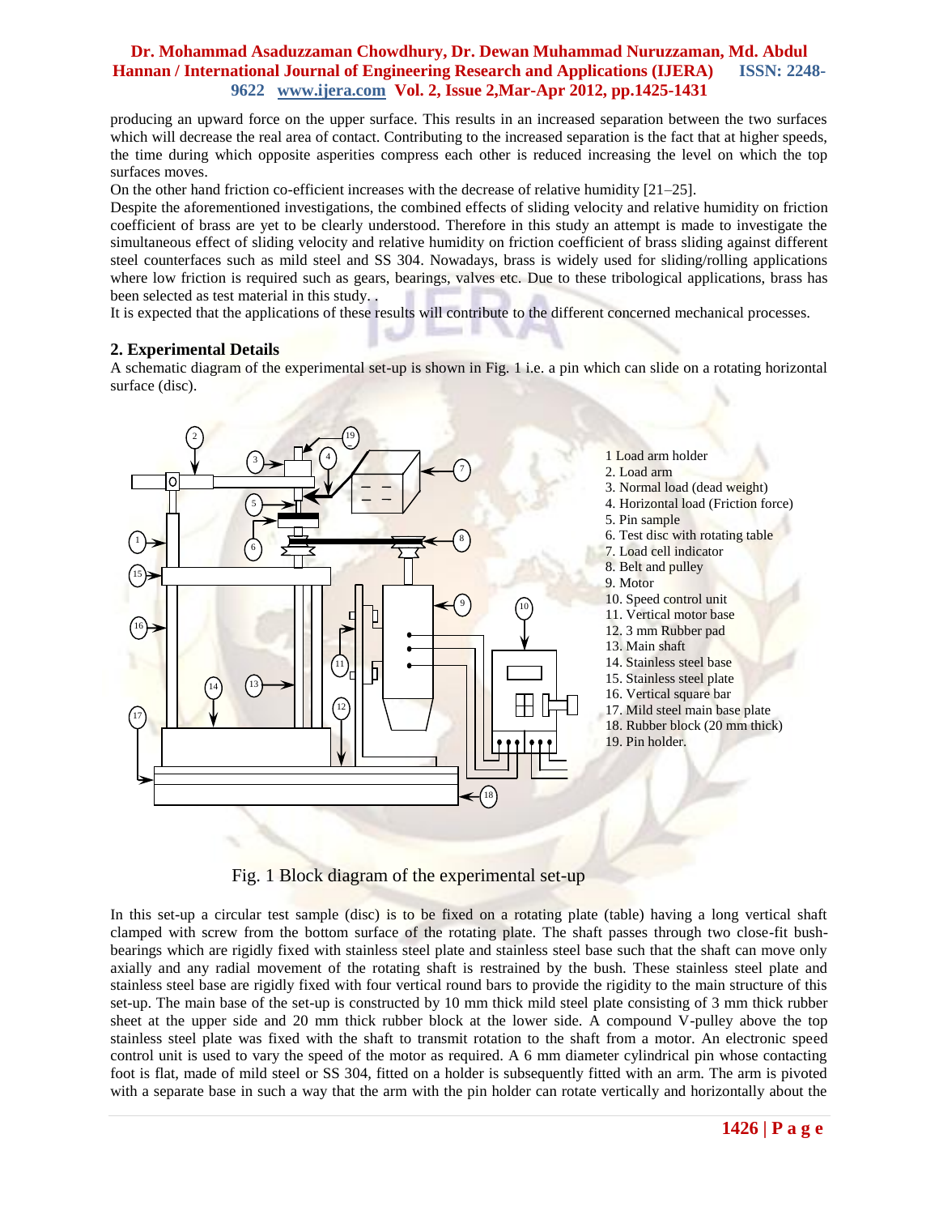producing an upward force on the upper surface. This results in an increased separation between the two surfaces which will decrease the real area of contact. Contributing to the increased separation is the fact that at higher speeds, the time during which opposite asperities compress each other is reduced increasing the level on which the top surfaces moves.

On the other hand friction co-efficient increases with the decrease of relative humidity [21–25].

Despite the aforementioned investigations, the combined effects of sliding velocity and relative humidity on friction coefficient of brass are yet to be clearly understood. Therefore in this study an attempt is made to investigate the simultaneous effect of sliding velocity and relative humidity on friction coefficient of brass sliding against different steel counterfaces such as mild steel and SS 304. Nowadays, brass is widely used for sliding/rolling applications where low friction is required such as gears, bearings, valves etc. Due to these tribological applications, brass has been selected as test material in this study. .

It is expected that the applications of these results will contribute to the different concerned mechanical processes.

## 2. Experimental Details

A schematic diagram of the experimental set-up is shown in Fig. 1 i.e. a pin which can slide on a rotating horizontal surface (disc).

1 Load arm holder
2. Load arm
3. Normal load (dead weight)
4. Horizontal load (Friction force)
5. Pin sample
6. Test disc with rotating table
7. Load cell indicator
8. Belt and pulley
9. Motor
10. Speed control unit
11. Vertical motor base
12. 3 mm Rubber pad
13. Main shaft
14. Stainless steel base
15. Stainless steel plate
16. Vertical square bar
17. Mild steel main base plate
18. Rubber block (20 mm thick)
19. Pin holder.

Fig. 1 Block diagram of the experimental set-up

In this set-up a circular test sample (disc) is to be fixed on a rotating plate (table) having a long vertical shaft clamped with screw from the bottom surface of the rotating plate. The shaft passes through two close-fit bush-bearings which are rigidly fixed with stainless steel plate and stainless steel base such that the shaft can move only axially and any radial movement of the rotating shaft is restrained by the bush. These stainless steel plate and stainless steel base are rigidly fixed with four vertical round bars to provide the rigidity to the main structure of this set-up. The main base of the set-up is constructed by 10 mm thick mild steel plate consisting of 3 mm thick rubber sheet at the upper side and 20 mm thick rubber block at the lower side. A compound V-pulley above the top stainless steel plate was fixed with the shaft to transmit rotation to the shaft from a motor. An electronic speed control unit is used to vary the speed of the motor as required. A 6 mm diameter cylindrical pin whose contacting foot is flat, made of mild steel or SS 304, fitted on a holder is subsequently fitted with an arm. The arm is pivoted with a separate base in such a way that the arm with the pin holder can rotate vertically and horizontally about the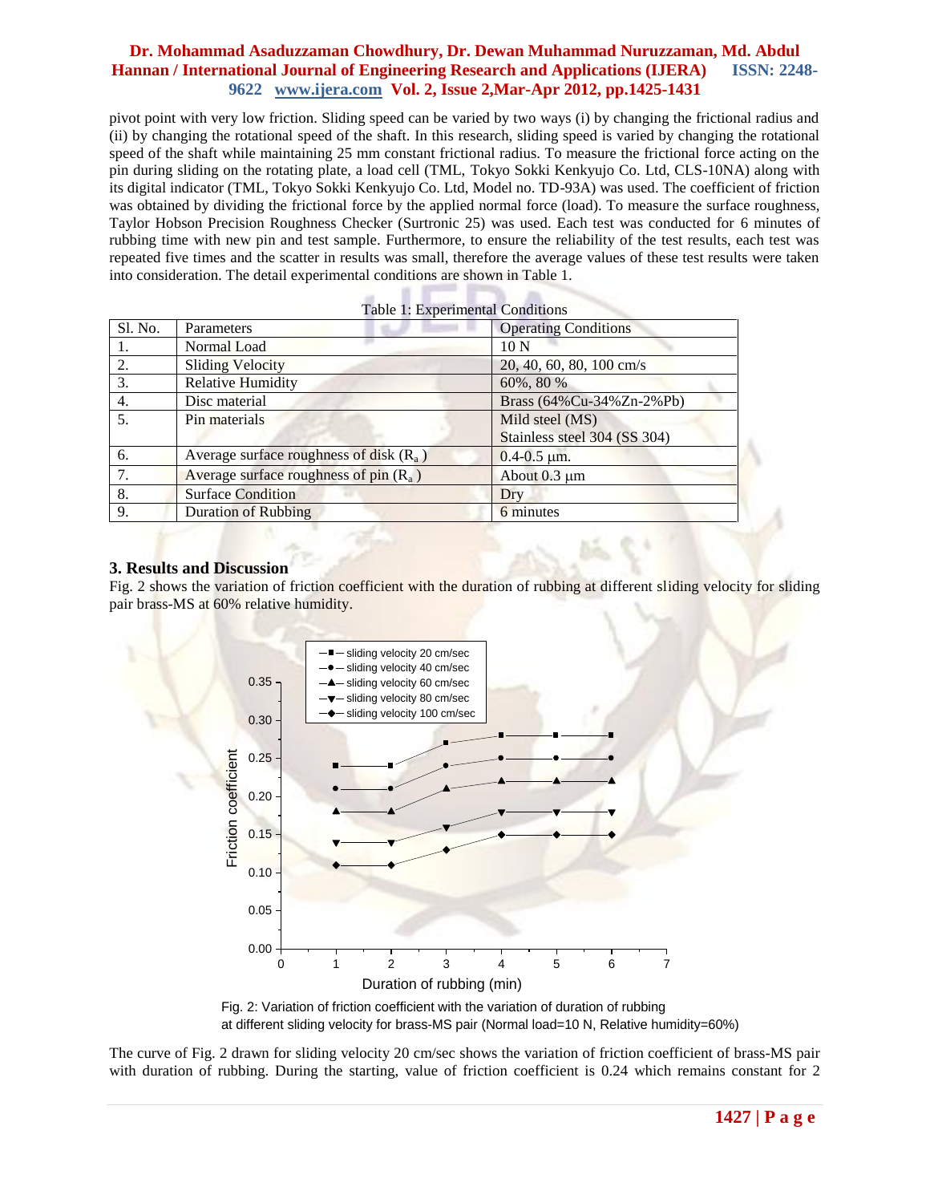pivot point with very low friction. Sliding speed can be varied by two ways (i) by changing the frictional radius and (ii) by changing the rotational speed of the shaft. In this research, sliding speed is varied by changing the rotational speed of the shaft while maintaining 25 mm constant frictional radius. To measure the frictional force acting on the pin during sliding on the rotating plate, a load cell (TML, Tokyo Sokki Kenkyujo Co. Ltd, CLS-10NA) along with its digital indicator (TML, Tokyo Sokki Kenkyujo Co. Ltd, Model no. TD-93A) was used. The coefficient of friction was obtained by dividing the frictional force by the applied normal force (load). To measure the surface roughness, Taylor Hobson Precision Roughness Checker (Surtronic 25) was used. Each test was conducted for 6 minutes of rubbing time with new pin and test sample. Furthermore, to ensure the reliability of the test results, each test was repeated five times and the scatter in results was small, therefore the average values of these test results were taken into consideration. The detail experimental conditions are shown in Table 1.

Table 1: Experimental Conditions

| Sl. No. | Parameters | Operating Conditions |
|---|---|---|
| 1. | Normal Load | 10 N |
| 2. | Sliding Velocity | 20, 40, 60, 80, 100 cm/s |
| 3. | Relative Humidity | 60%, 80 % |
| 4. | Disc material | Brass (64%Cu-34%Zn-2%Pb) |
| 5. | Pin materials | Mild steel (MS)<br>Stainless steel 304 (SS 304) |
| 6. | Average surface roughness of disk ($R_a$) | 0.4-0.5 μm. |
| 7. | Average surface roughness of pin ($R_a$) | About 0.3 μm |
| 8. | Surface Condition | Dry |
| 9. | Duration of Rubbing | 6 minutes |

## 3. Results and Discussion

Fig. 2 shows the variation of friction coefficient with the duration of rubbing at different sliding velocity for sliding pair brass-MS at 60% relative humidity.

Fig. 2: Variation of friction coefficient with the variation of duration of rubbing at different sliding velocity for brass-MS pair (Normal load=10 N, Relative humidity=60%)

The curve of Fig. 2 drawn for sliding velocity 20 cm/sec shows the variation of friction coefficient of brass-MS pair with duration of rubbing. During the starting, value of friction coefficient is 0.24 which remains constant for 2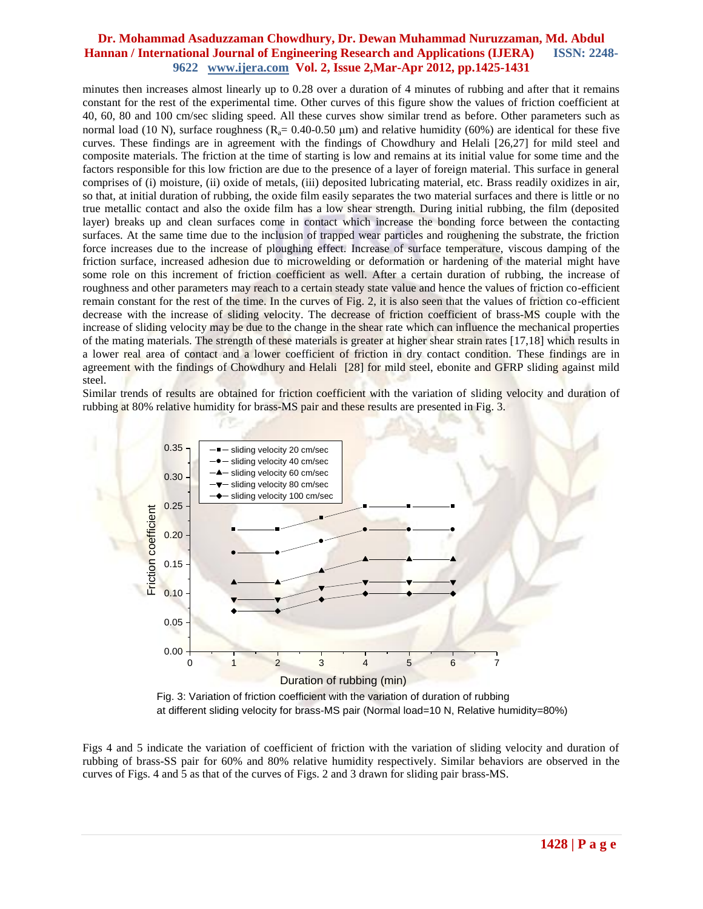minutes then increases almost linearly up to 0.28 over a duration of 4 minutes of rubbing and after that it remains constant for the rest of the experimental time. Other curves of this figure show the values of friction coefficient at 40, 60, 80 and 100 cm/sec sliding speed. All these curves show similar trend as before. Other parameters such as normal load (10 N), surface roughness ($R_a$= 0.40-0.50 μm) and relative humidity (60%) are identical for these five curves. These findings are in agreement with the findings of Chowdhury and Helali [26,27] for mild steel and composite materials. The friction at the time of starting is low and remains at its initial value for some time and the factors responsible for this low friction are due to the presence of a layer of foreign material. This surface in general comprises of (i) moisture, (ii) oxide of metals, (iii) deposited lubricating material, etc. Brass readily oxidizes in air, so that, at initial duration of rubbing, the oxide film easily separates the two material surfaces and there is little or no true metallic contact and also the oxide film has a low shear strength. During initial rubbing, the film (deposited layer) breaks up and clean surfaces come in contact which increase the bonding force between the contacting surfaces. At the same time due to the inclusion of trapped wear particles and roughening the substrate, the friction force increases due to the increase of ploughing effect. Increase of surface temperature, viscous damping of the friction surface, increased adhesion due to microwelding or deformation or hardening of the material might have some role on this increment of friction coefficient as well. After a certain duration of rubbing, the increase of roughness and other parameters may reach to a certain steady state value and hence the values of friction co-efficient remain constant for the rest of the time. In the curves of Fig. 2, it is also seen that the values of friction co-efficient decrease with the increase of sliding velocity. The decrease of friction coefficient of brass-MS couple with the increase of sliding velocity may be due to the change in the shear rate which can influence the mechanical properties of the mating materials. The strength of these materials is greater at higher shear strain rates [17,18] which results in a lower real area of contact and a lower coefficient of friction in dry contact condition. These findings are in agreement with the findings of Chowdhury and Helali [28] for mild steel, ebonite and GFRP sliding against mild steel.

Similar trends of results are obtained for friction coefficient with the variation of sliding velocity and duration of rubbing at 80% relative humidity for brass-MS pair and these results are presented in Fig. 3.

Fig. 3: Variation of friction coefficient with the variation of duration of rubbing at different sliding velocity for brass-MS pair (Normal load=10 N, Relative humidity=80%)

Figs 4 and 5 indicate the variation of coefficient of friction with the variation of sliding velocity and duration of rubbing of brass-SS pair for 60% and 80% relative humidity respectively. Similar behaviors are observed in the curves of Figs. 4 and 5 as that of the curves of Figs. 2 and 3 drawn for sliding pair brass-MS.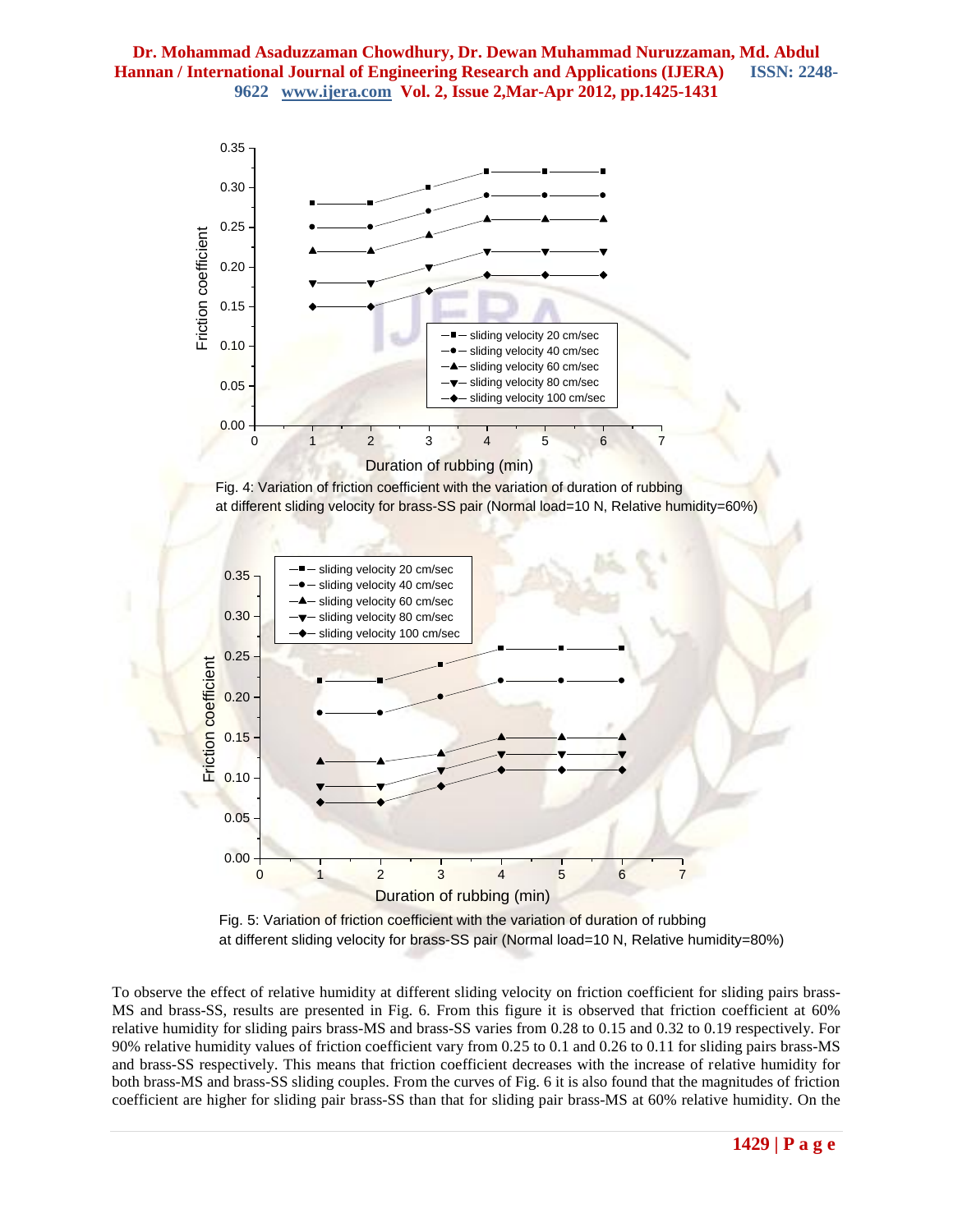Fig. 4: Variation of friction coefficient with the variation of duration of rubbing at different sliding velocity for brass-SS pair (Normal load=10 N, Relative humidity=60%)

Fig. 5: Variation of friction coefficient with the variation of duration of rubbing at different sliding velocity for brass-SS pair (Normal load=10 N, Relative humidity=80%)

To observe the effect of relative humidity at different sliding velocity on friction coefficient for sliding pairs brass-MS and brass-SS, results are presented in Fig. 6. From this figure it is observed that friction coefficient at 60% relative humidity for sliding pairs brass-MS and brass-SS varies from 0.28 to 0.15 and 0.32 to 0.19 respectively. For 90% relative humidity values of friction coefficient vary from 0.25 to 0.1 and 0.26 to 0.11 for sliding pairs brass-MS and brass-SS respectively. This means that friction coefficient decreases with the increase of relative humidity for both brass-MS and brass-SS sliding couples. From the curves of Fig. 6 it is also found that the magnitudes of friction coefficient are higher for sliding pair brass-SS than that for sliding pair brass-MS at 60% relative humidity. On the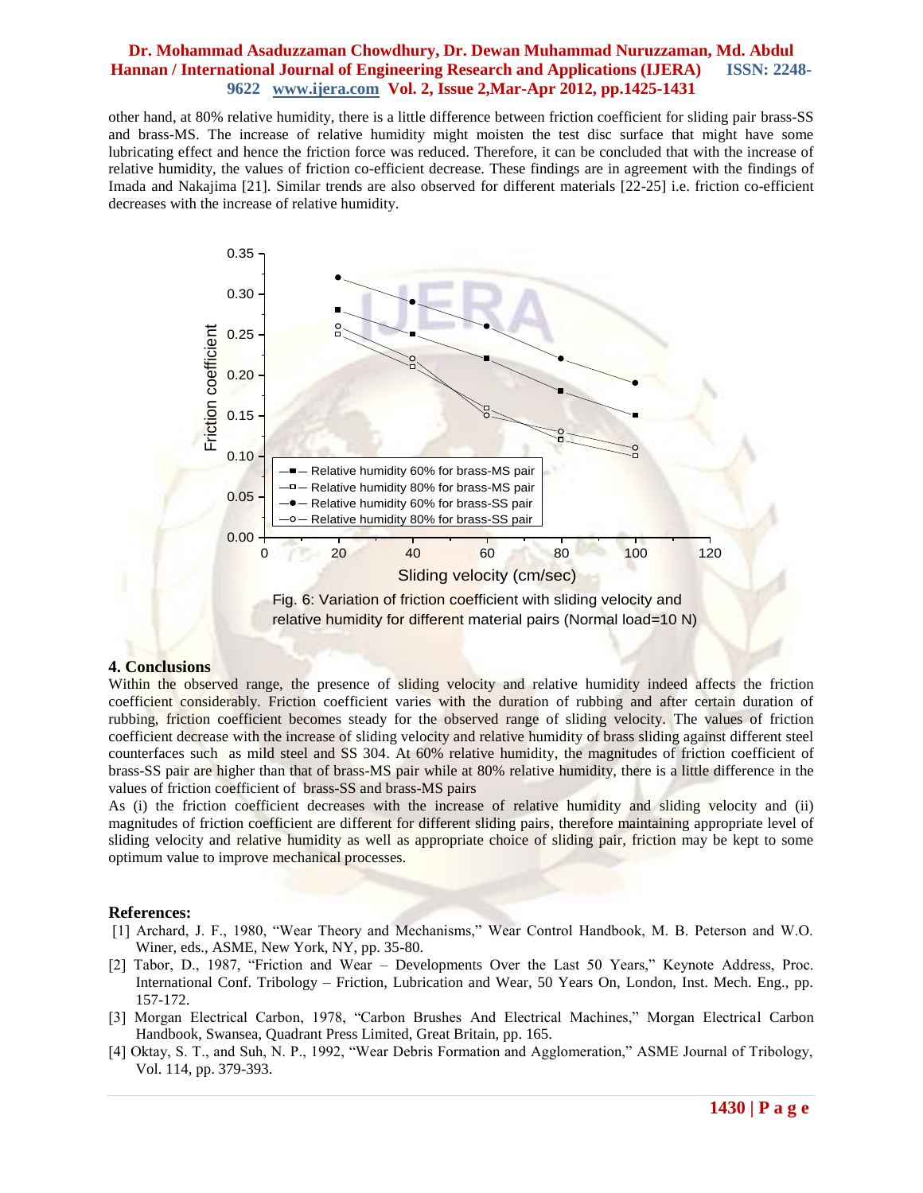other hand, at 80% relative humidity, there is a little difference between friction coefficient for sliding pair brass-SS and brass-MS. The increase of relative humidity might moisten the test disc surface that might have some lubricating effect and hence the friction force was reduced. Therefore, it can be concluded that with the increase of relative humidity, the values of friction co-efficient decrease. These findings are in agreement with the findings of Imada and Nakajima [21]. Similar trends are also observed for different materials [22-25] i.e. friction co-efficient decreases with the increase of relative humidity.

Fig. 6: Variation of friction coefficient with sliding velocity and relative humidity for different material pairs (Normal load=10 N)

## 4. Conclusions

Within the observed range, the presence of sliding velocity and relative humidity indeed affects the friction coefficient considerably. Friction coefficient varies with the duration of rubbing and after certain duration of rubbing, friction coefficient becomes steady for the observed range of sliding velocity. The values of friction coefficient decrease with the increase of sliding velocity and relative humidity of brass sliding against different steel counterfaces such as mild steel and SS 304. At 60% relative humidity, the magnitudes of friction coefficient of brass-SS pair are higher than that of brass-MS pair while at 80% relative humidity, there is a little difference in the values of friction coefficient of brass-SS and brass-MS pairs

As (i) the friction coefficient decreases with the increase of relative humidity and sliding velocity and (ii) magnitudes of friction coefficient are different for different sliding pairs, therefore maintaining appropriate level of sliding velocity and relative humidity as well as appropriate choice of sliding pair, friction may be kept to some optimum value to improve mechanical processes.

## References:

[1] Archard, J. F., 1980, "Wear Theory and Mechanisms," Wear Control Handbook, M. B. Peterson and W.O. Winer, eds., ASME, New York, NY, pp. 35-80.

[2] Tabor, D., 1987, "Friction and Wear – Developments Over the Last 50 Years," Keynote Address, Proc. International Conf. Tribology – Friction, Lubrication and Wear, 50 Years On, London, Inst. Mech. Eng., pp. 157-172.

[3] Morgan Electrical Carbon, 1978, "Carbon Brushes And Electrical Machines," Morgan Electrical Carbon Handbook, Swansea, Quadrant Press Limited, Great Britain, pp. 165.

[4] Oktay, S. T., and Suh, N. P., 1992, "Wear Debris Formation and Agglomeration," ASME Journal of Tribology, Vol. 114, pp. 379-393.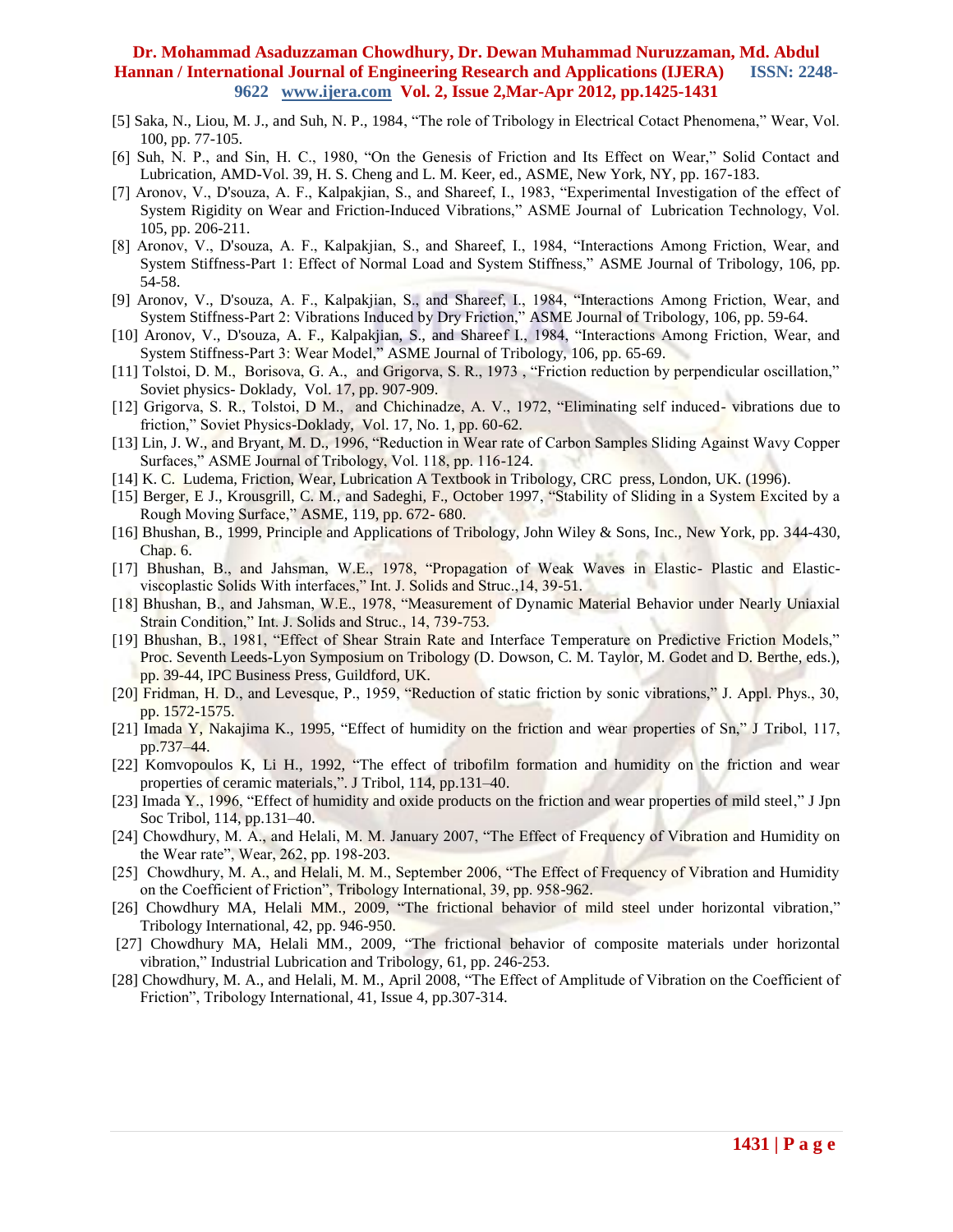[5] Saka, N., Liou, M. J., and Suh, N. P., 1984, "The role of Tribology in Electrical Cotact Phenomena," Wear, Vol. 100, pp. 77-105.

[6] Suh, N. P., and Sin, H. C., 1980, "On the Genesis of Friction and Its Effect on Wear," Solid Contact and Lubrication, AMD-Vol. 39, H. S. Cheng and L. M. Keer, ed., ASME, New York, NY, pp. 167-183.

[7] Aronov, V., D'souza, A. F., Kalpakjian, S., and Shareef, I., 1983, "Experimental Investigation of the effect of System Rigidity on Wear and Friction-Induced Vibrations," ASME Journal of Lubrication Technology, Vol. 105, pp. 206-211.

[8] Aronov, V., D'souza, A. F., Kalpakjian, S., and Shareef, I., 1984, "Interactions Among Friction, Wear, and System Stiffness-Part 1: Effect of Normal Load and System Stiffness," ASME Journal of Tribology, 106, pp. 54-58.

[9] Aronov, V., D'souza, A. F., Kalpakjian, S., and Shareef, I., 1984, "Interactions Among Friction, Wear, and System Stiffness-Part 2: Vibrations Induced by Dry Friction," ASME Journal of Tribology, 106, pp. 59-64.

[10] Aronov, V., D'souza, A. F., Kalpakjian, S., and Shareef I., 1984, "Interactions Among Friction, Wear, and System Stiffness-Part 3: Wear Model," ASME Journal of Tribology, 106, pp. 65-69.

[11] Tolstoi, D. M., Borisova, G. A., and Grigorva, S. R., 1973 , "Friction reduction by perpendicular oscillation," Soviet physics- Doklady, Vol. 17, pp. 907-909.

[12] Grigorva, S. R., Tolstoi, D M., and Chichinadze, A. V., 1972, "Eliminating self induced- vibrations due to friction," Soviet Physics-Doklady, Vol. 17, No. 1, pp. 60-62.

[13] Lin, J. W., and Bryant, M. D., 1996, "Reduction in Wear rate of Carbon Samples Sliding Against Wavy Copper Surfaces," ASME Journal of Tribology, Vol. 118, pp. 116-124.

[14] K. C. Ludema, Friction, Wear, Lubrication A Textbook in Tribology, CRC press, London, UK. (1996).

[15] Berger, E J., Krousgrill, C. M., and Sadeghi, F., October 1997, "Stability of Sliding in a System Excited by a Rough Moving Surface," ASME, 119, pp. 672- 680.

[16] Bhushan, B., 1999, Principle and Applications of Tribology, John Wiley & Sons, Inc., New York, pp. 344-430, Chap. 6.

[17] Bhushan, B., and Jahsman, W.E., 1978, "Propagation of Weak Waves in Elastic- Plastic and Elastic-viscoplastic Solids With interfaces," Int. J. Solids and Struc.,14, 39-51.

[18] Bhushan, B., and Jahsman, W.E., 1978, "Measurement of Dynamic Material Behavior under Nearly Uniaxial Strain Condition," Int. J. Solids and Struc., 14, 739-753.

[19] Bhushan, B., 1981, "Effect of Shear Strain Rate and Interface Temperature on Predictive Friction Models," Proc. Seventh Leeds-Lyon Symposium on Tribology (D. Dowson, C. M. Taylor, M. Godet and D. Berthe, eds.), pp. 39-44, IPC Business Press, Guildford, UK.

[20] Fridman, H. D., and Levesque, P., 1959, "Reduction of static friction by sonic vibrations," J. Appl. Phys., 30, pp. 1572-1575.

[21] Imada Y, Nakajima K., 1995, "Effect of humidity on the friction and wear properties of Sn," J Tribol, 117, pp.737–44.

[22] Komvopoulos K, Li H., 1992, "The effect of tribofilm formation and humidity on the friction and wear properties of ceramic materials,". J Tribol, 114, pp.131–40.

[23] Imada Y., 1996, "Effect of humidity and oxide products on the friction and wear properties of mild steel," J Jpn Soc Tribol, 114, pp.131–40.

[24] Chowdhury, M. A., and Helali, M. M. January 2007, "The Effect of Frequency of Vibration and Humidity on the Wear rate", Wear, 262, pp. 198-203.

[25] Chowdhury, M. A., and Helali, M. M., September 2006, "The Effect of Frequency of Vibration and Humidity on the Coefficient of Friction", Tribology International, 39, pp. 958-962.

[26] Chowdhury MA, Helali MM., 2009, "The frictional behavior of mild steel under horizontal vibration," Tribology International, 42, pp. 946-950.

[27] Chowdhury MA, Helali MM., 2009, "The frictional behavior of composite materials under horizontal vibration," Industrial Lubrication and Tribology, 61, pp. 246-253.

[28] Chowdhury, M. A., and Helali, M. M., April 2008, "The Effect of Amplitude of Vibration on the Coefficient of Friction", Tribology International, 41, Issue 4, pp.307-314.